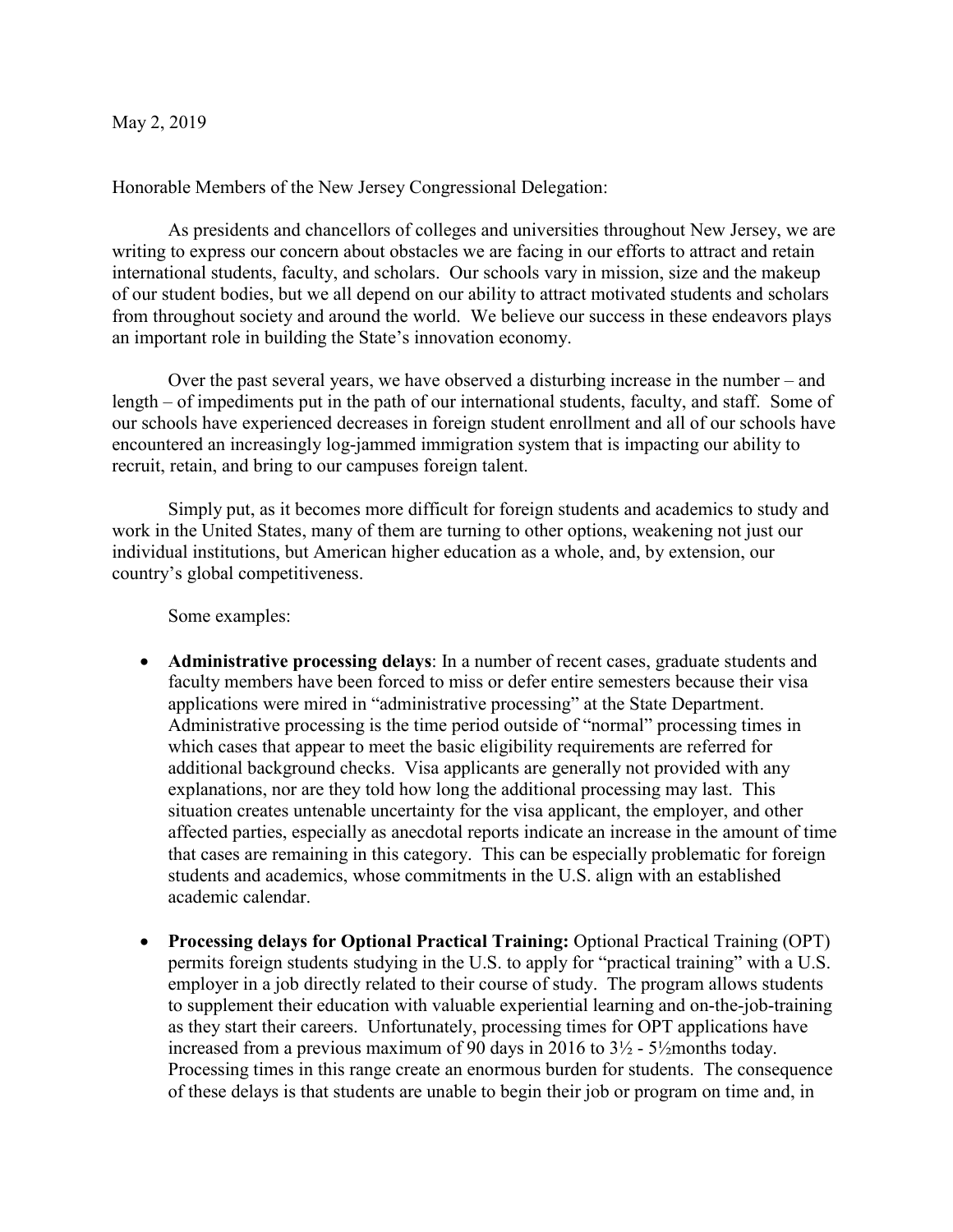May 2, 2019

Honorable Members of the New Jersey Congressional Delegation:

As presidents and chancellors of colleges and universities throughout New Jersey, we are writing to express our concern about obstacles we are facing in our efforts to attract and retain international students, faculty, and scholars. Our schools vary in mission, size and the makeup of our student bodies, but we all depend on our ability to attract motivated students and scholars from throughout society and around the world. We believe our success in these endeavors plays an important role in building the State's innovation economy.

Over the past several years, we have observed a disturbing increase in the number – and length – of impediments put in the path of our international students, faculty, and staff. Some of our schools have experienced decreases in foreign student enrollment and all of our schools have encountered an increasingly log-jammed immigration system that is impacting our ability to recruit, retain, and bring to our campuses foreign talent.

Simply put, as it becomes more difficult for foreign students and academics to study and work in the United States, many of them are turning to other options, weakening not just our individual institutions, but American higher education as a whole, and, by extension, our country's global competitiveness.

Some examples:

- **Administrative processing delays**: In a number of recent cases, graduate students and faculty members have been forced to miss or defer entire semesters because their visa applications were mired in "administrative processing" at the State Department. Administrative processing is the time period outside of "normal" processing times in which cases that appear to meet the basic eligibility requirements are referred for additional background checks. Visa applicants are generally not provided with any explanations, nor are they told how long the additional processing may last. This situation creates untenable uncertainty for the visa applicant, the employer, and other affected parties, especially as anecdotal reports indicate an increase in the amount of time that cases are remaining in this category. This can be especially problematic for foreign students and academics, whose commitments in the U.S. align with an established academic calendar.

- **Processing delays for Optional Practical Training:** Optional Practical Training (OPT) permits foreign students studying in the U.S. to apply for "practical training" with a U.S. employer in a job directly related to their course of study. The program allows students to supplement their education with valuable experiential learning and on-the-job-training as they start their careers. Unfortunately, processing times for OPT applications have increased from a previous maximum of 90 days in 2016 to 3½ - 5½months today. Processing times in this range create an enormous burden for students. The consequence of these delays is that students are unable to begin their job or program on time and, in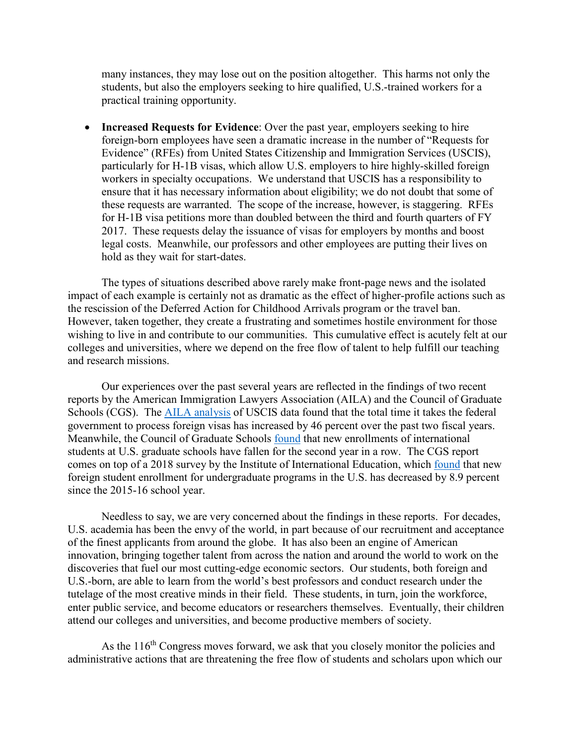many instances, they may lose out on the position altogether. This harms not only the students, but also the employers seeking to hire qualified, U.S.-trained workers for a practical training opportunity.

- **Increased Requests for Evidence**: Over the past year, employers seeking to hire foreign-born employees have seen a dramatic increase in the number of "Requests for Evidence" (RFEs) from United States Citizenship and Immigration Services (USCIS), particularly for H-1B visas, which allow U.S. employers to hire highly-skilled foreign workers in specialty occupations. We understand that USCIS has a responsibility to ensure that it has necessary information about eligibility; we do not doubt that some of these requests are warranted. The scope of the increase, however, is staggering. RFEs for H-1B visa petitions more than doubled between the third and fourth quarters of FY 2017. These requests delay the issuance of visas for employers by months and boost legal costs. Meanwhile, our professors and other employees are putting their lives on hold as they wait for start-dates.

The types of situations described above rarely make front-page news and the isolated impact of each example is certainly not as dramatic as the effect of higher-profile actions such as the rescission of the Deferred Action for Childhood Arrivals program or the travel ban. However, taken together, they create a frustrating and sometimes hostile environment for those wishing to live in and contribute to our communities. This cumulative effect is acutely felt at our colleges and universities, where we depend on the free flow of talent to help fulfill our teaching and research missions.

Our experiences over the past several years are reflected in the findings of two recent reports by the American Immigration Lawyers Association (AILA) and the Council of Graduate Schools (CGS). The AILA analysis of USCIS data found that the total time it takes the federal government to process foreign visas has increased by 46 percent over the past two fiscal years. Meanwhile, the Council of Graduate Schools found that new enrollments of international students at U.S. graduate schools have fallen for the second year in a row. The CGS report comes on top of a 2018 survey by the Institute of International Education, which found that new foreign student enrollment for undergraduate programs in the U.S. has decreased by 8.9 percent since the 2015-16 school year.

Needless to say, we are very concerned about the findings in these reports. For decades, U.S. academia has been the envy of the world, in part because of our recruitment and acceptance of the finest applicants from around the globe. It has also been an engine of American innovation, bringing together talent from across the nation and around the world to work on the discoveries that fuel our most cutting-edge economic sectors. Our students, both foreign and U.S.-born, are able to learn from the world's best professors and conduct research under the tutelage of the most creative minds in their field. These students, in turn, join the workforce, enter public service, and become educators or researchers themselves. Eventually, their children attend our colleges and universities, and become productive members of society.

As the 116th Congress moves forward, we ask that you closely monitor the policies and administrative actions that are threatening the free flow of students and scholars upon which our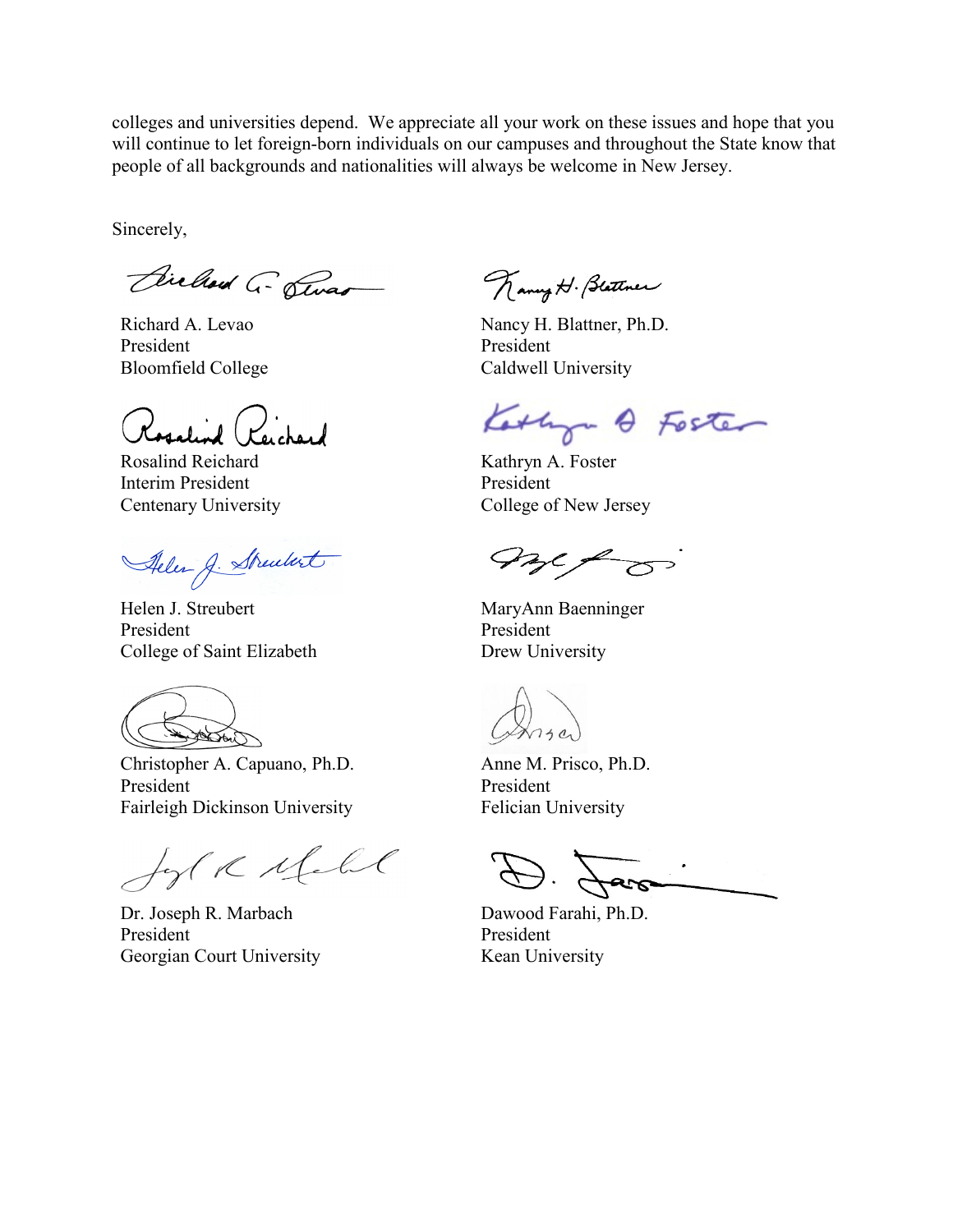colleges and universities depend. We appreciate all your work on these issues and hope that you will continue to let foreign-born individuals on our campuses and throughout the State know that people of all backgrounds and nationalities will always be welcome in New Jersey.

Sincerely,

Richard A. Levao
President
Bloomfield College

Nancy H. Blattner, Ph.D.
President
Caldwell University

Rosalind Reichard
Interim President
Centenary University

Kathryn A. Foster
President
College of New Jersey

Helen J. Streubert
President
College of Saint Elizabeth

MaryAnn Baenninger
President
Drew University

Christopher A. Capuano, Ph.D.
President
Fairleigh Dickinson University

Anne M. Prisco, Ph.D.
President
Felician University

Dr. Joseph R. Marbach
President
Georgian Court University

Dawood Farahi, Ph.D.
President
Kean University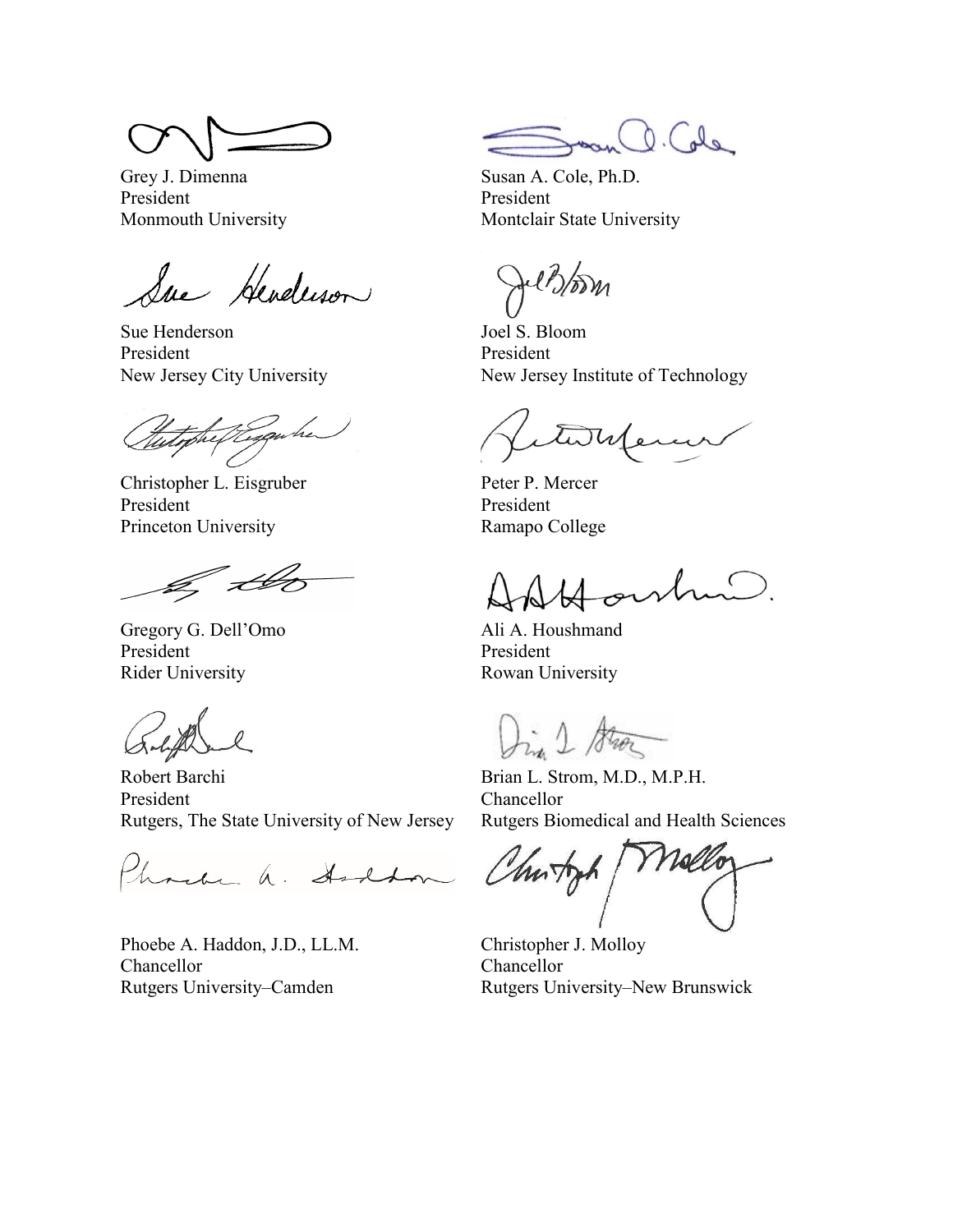Grey J. Dimenna
President
Monmouth University

Susan A. Cole, Ph.D.
President
Montclair State University

Sue Henderson
President
New Jersey City University

Joel S. Bloom
President
New Jersey Institute of Technology

Christopher L. Eisgruber
President
Princeton University

Peter P. Mercer
President
Ramapo College

Gregory G. Dell'Omo
President
Rider University

Ali A. Houshmand
President
Rowan University

Robert Barchi
President
Rutgers, The State University of New Jersey

Brian L. Strom, M.D., M.P.H.
Chancellor
Rutgers Biomedical and Health Sciences

Phoebe A. Haddon, J.D., LL.M.
Chancellor
Rutgers University–Camden

Christopher J. Molloy
Chancellor
Rutgers University–New Brunswick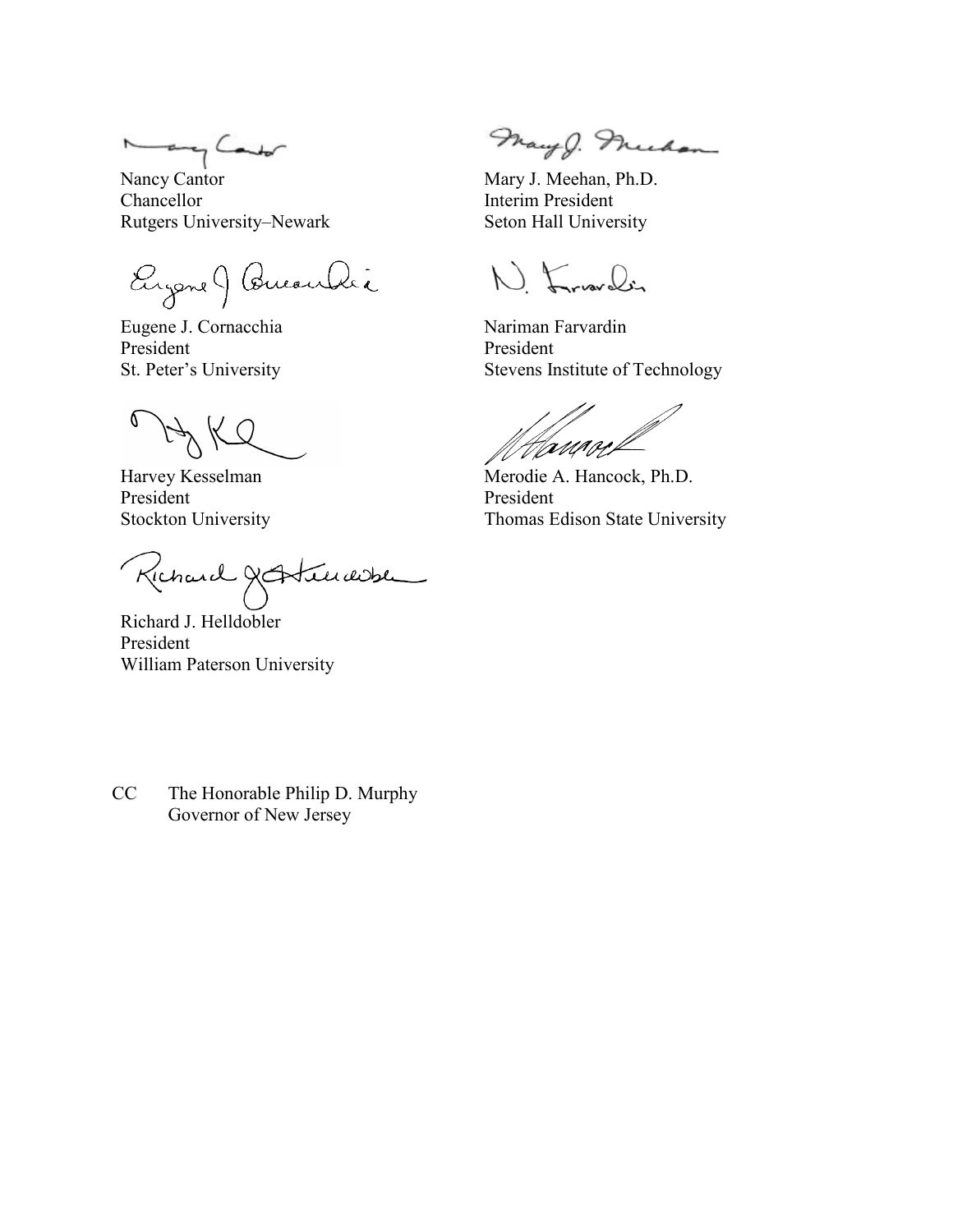Nancy Cantor
Chancellor
Rutgers University–Newark

Mary J. Meehan, Ph.D.
Interim President
Seton Hall University

Eugene J. Cornacchia
President
St. Peter's University

Nariman Farvardin
President
Stevens Institute of Technology

Harvey Kesselman
President
Stockton University

Merodie A. Hancock, Ph.D.
President
Thomas Edison State University

Richard J. Helldobler
President
William Paterson University

CC The Honorable Philip D. Murphy
Governor of New Jersey